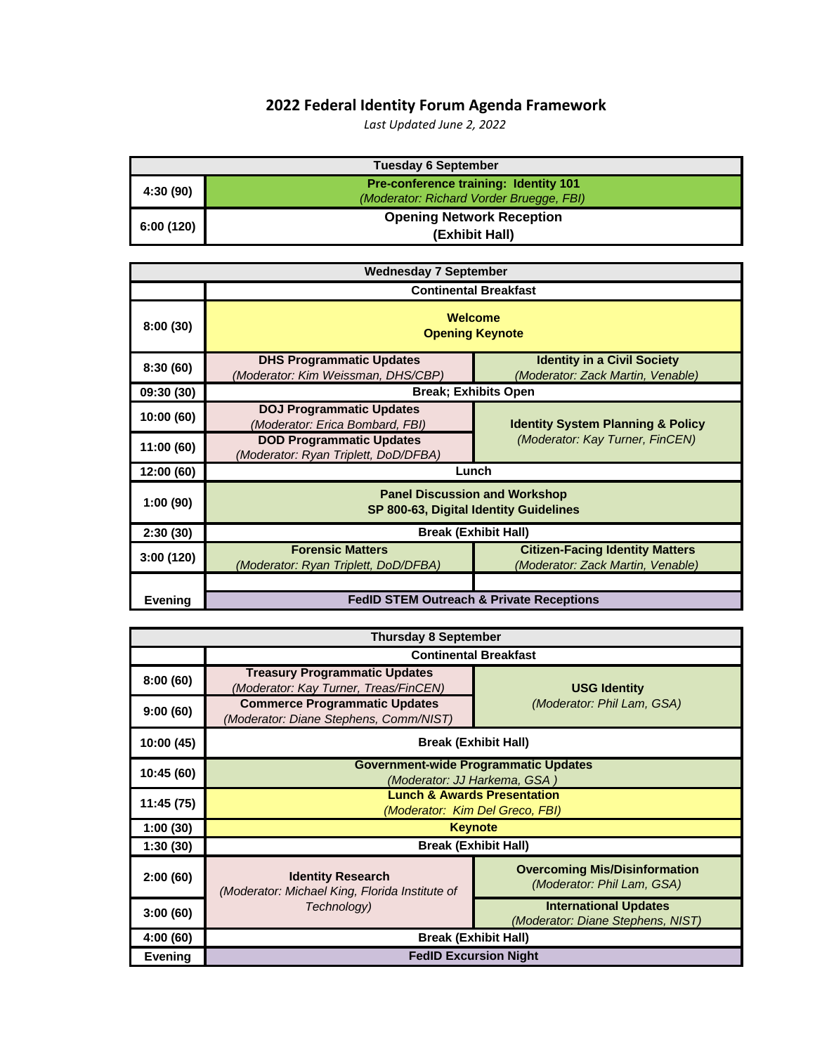# 2022 Federal Identity Forum Agenda Framework

*Last Updated June 2, 2022*

| Tuesday 6 September | | |
|---|---|---|
| 4:30 (90) | **Pre-conference training: Identity 101** *(Moderator: Richard Vorder Bruegge, FBI)* | |
| 6:00 (120) | **Opening Network Reception (Exhibit Hall)** | |

| Wednesday 7 September | | |
|---|---|---|
| | **Continental Breakfast** | |
| 8:00 (30) | **Welcome** **Opening Keynote** | |
| 8:30 (60) | **DHS Programmatic Updates** *(Moderator: Kim Weissman, DHS/CBP)* | **Identity in a Civil Society** *(Moderator: Zack Martin, Venable)* |
| 09:30 (30) | **Break; Exhibits Open** | |
| 10:00 (60) | **DOJ Programmatic Updates** *(Moderator: Erica Bombard, FBI)* | **Identity System Planning & Policy** *(Moderator: Kay Turner, FinCEN)* |
| 11:00 (60) | **DOD Programmatic Updates** *(Moderator: Ryan Triplett, DoD/DFBA)* | |
| 12:00 (60) | **Lunch** | |
| 1:00 (90) | **Panel Discussion and Workshop** **SP 800-63, Digital Identity Guidelines** | |
| 2:30 (30) | **Break (Exhibit Hall)** | |
| 3:00 (120) | **Forensic Matters** *(Moderator: Ryan Triplett, DoD/DFBA)* | **Citizen-Facing Identity Matters** *(Moderator: Zack Martin, Venable)* |
| Evening | **FedID STEM Outreach & Private Receptions** | |

| Thursday 8 September | | |
|---|---|---|
| | **Continental Breakfast** | |
| 8:00 (60) | **Treasury Programmatic Updates** *(Moderator: Kay Turner, Treas/FinCEN)* | **USG Identity** *(Moderator: Phil Lam, GSA)* |
| 9:00 (60) | **Commerce Programmatic Updates** *(Moderator: Diane Stephens, Comm/NIST)* | |
| 10:00 (45) | **Break (Exhibit Hall)** | |
| 10:45 (60) | **Government-wide Programmatic Updates** *(Moderator: JJ Harkema, GSA )* | |
| 11:45 (75) | **Lunch & Awards Presentation** *(Moderator: Kim Del Greco, FBI)* | |
| 1:00 (30) | **Keynote** | |
| 1:30 (30) | **Break (Exhibit Hall)** | |
| 2:00 (60) | **Identity Research** *(Moderator: Michael King, Florida Institute of Technology)* | **Overcoming Mis/Disinformation** *(Moderator: Phil Lam, GSA)* |
| 3:00 (60) | | **International Updates** *(Moderator: Diane Stephens, NIST)* |
| 4:00 (60) | **Break (Exhibit Hall)** | |
| Evening | **FedID Excursion Night** | |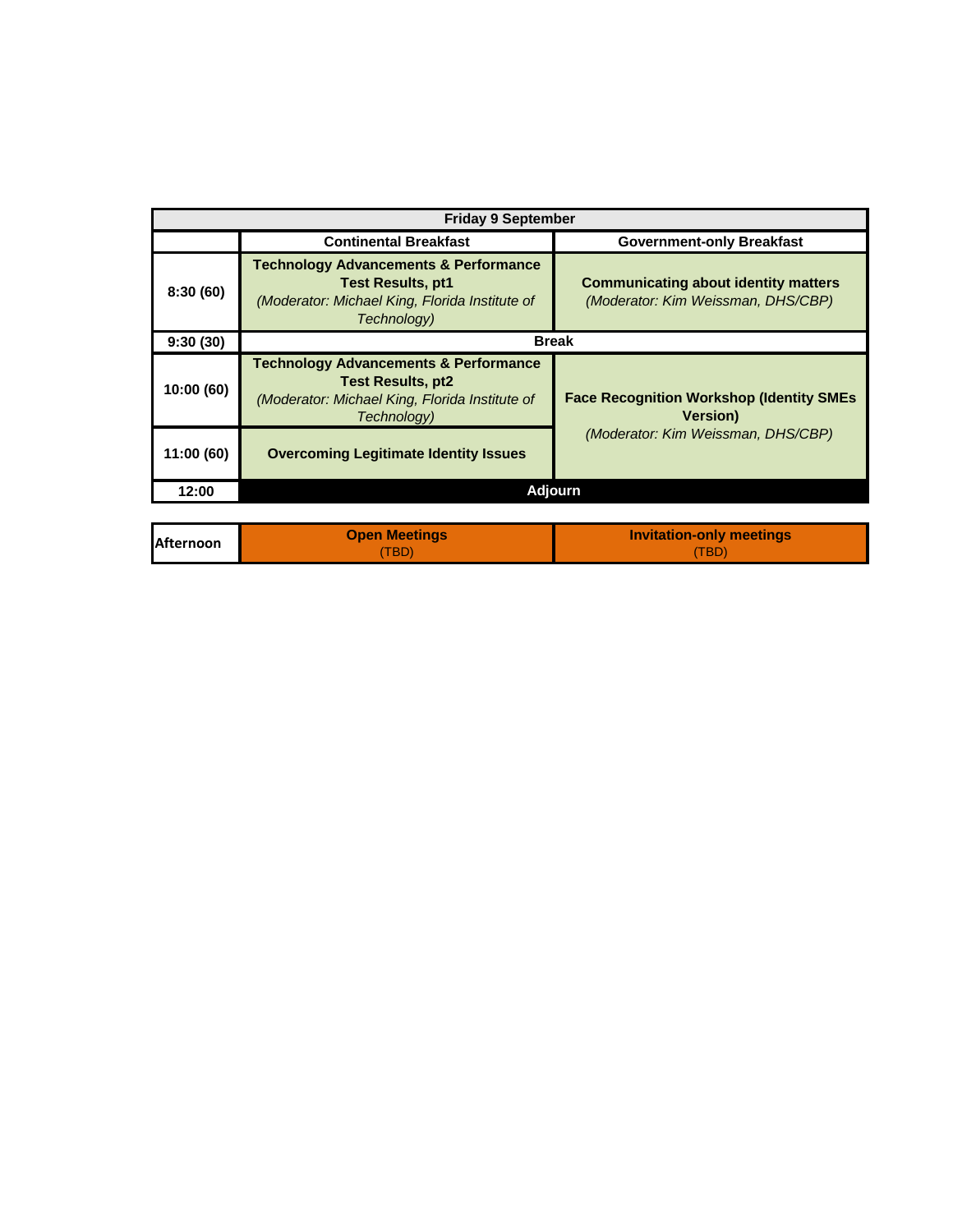| Friday 9 September | | |
|---|---|---|
| | **Continental Breakfast** | **Government-only Breakfast** |
| **8:30 (60)** | **Technology Advancements & Performance Test Results, pt1** *(Moderator: Michael King, Florida Institute of Technology)* | **Communicating about identity matters** *(Moderator: Kim Weissman, DHS/CBP)* |
| **9:30 (30)** | **Break** | |
| **10:00 (60)** | **Technology Advancements & Performance Test Results, pt2** *(Moderator: Michael King, Florida Institute of Technology)* | **Face Recognition Workshop (Identity SMEs Version)** *(Moderator: Kim Weissman, DHS/CBP)* |
| **11:00 (60)** | **Overcoming Legitimate Identity Issues** | |
| **12:00** | **Adjourn** | |

| | | |
|---|---|---|
| **Afternoon** | **Open Meetings** (TBD) | **Invitation-only meetings** (TBD) |